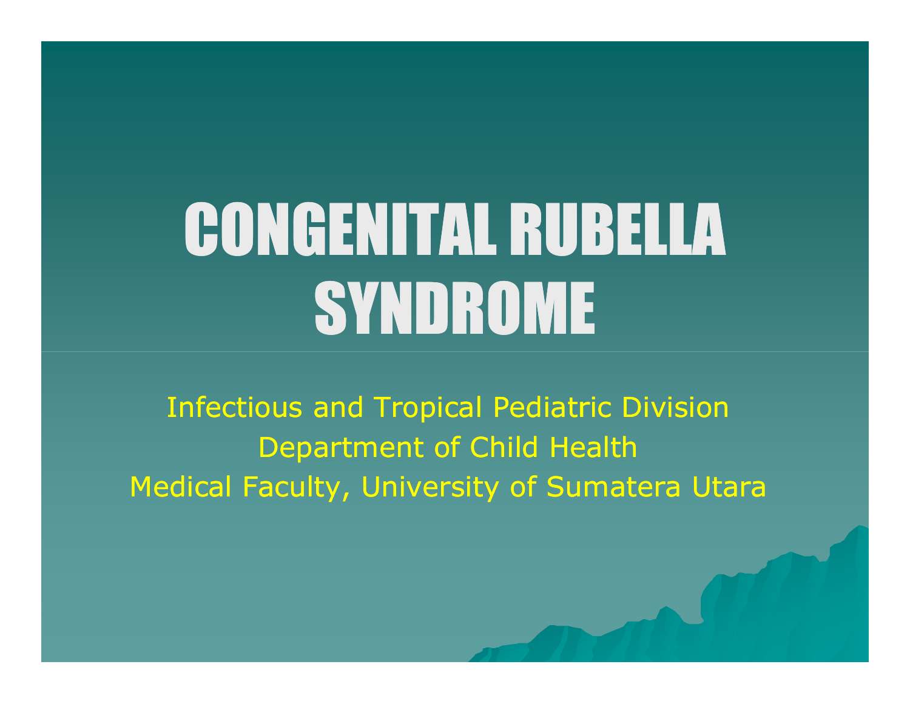# CONGENITAL RUBELLA SYNDROME

Infectious and Tropical Pediatric Division
Department of Child Health
Medical Faculty, University of Sumatera Utara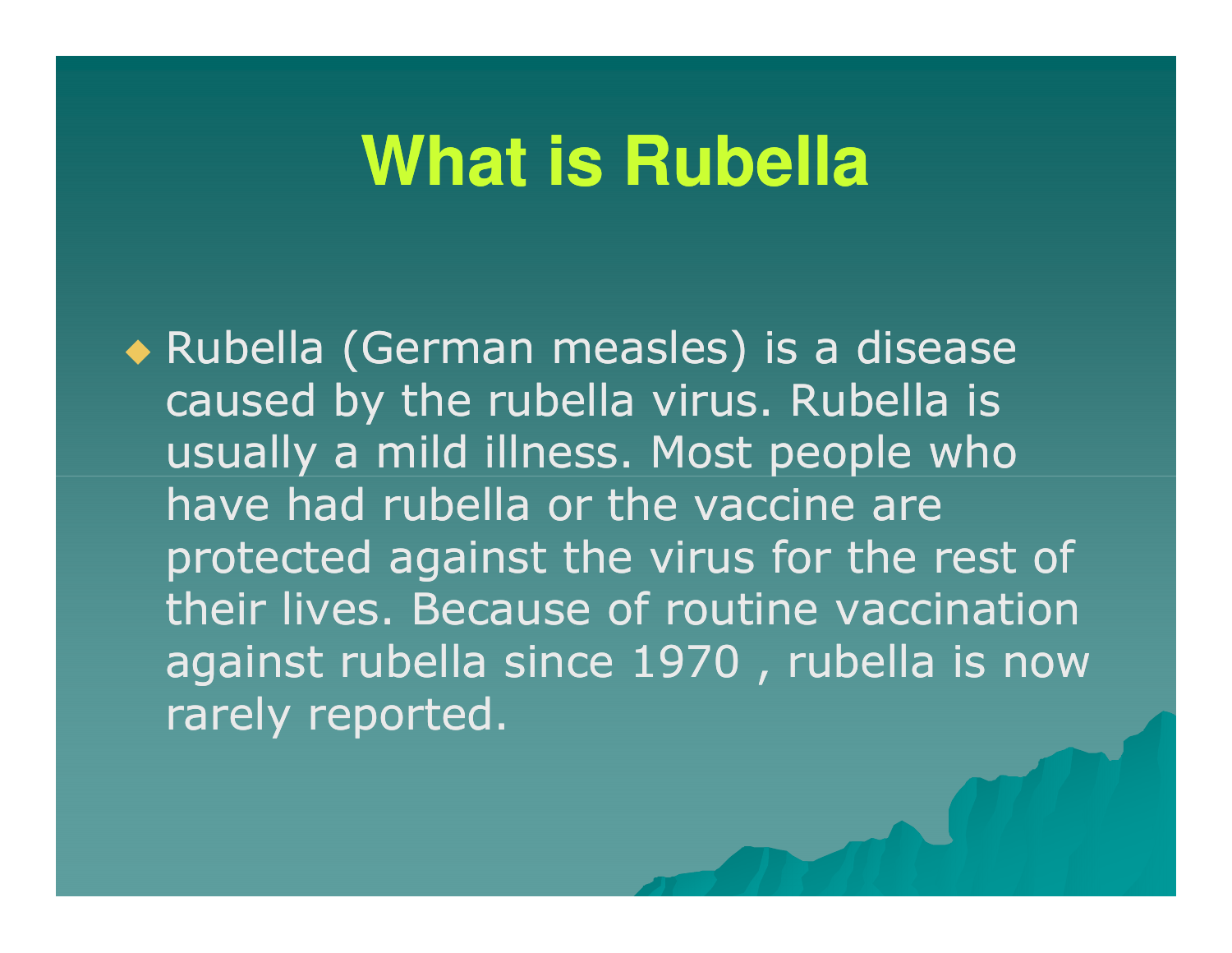# What is Rubella

- Rubella (German measles) is a disease caused by the rubella virus. Rubella is usually a mild illness. Most people who have had rubella or the vaccine are protected against the virus for the rest of their lives. Because of routine vaccination against rubella since 1970 , rubella is now rarely reported.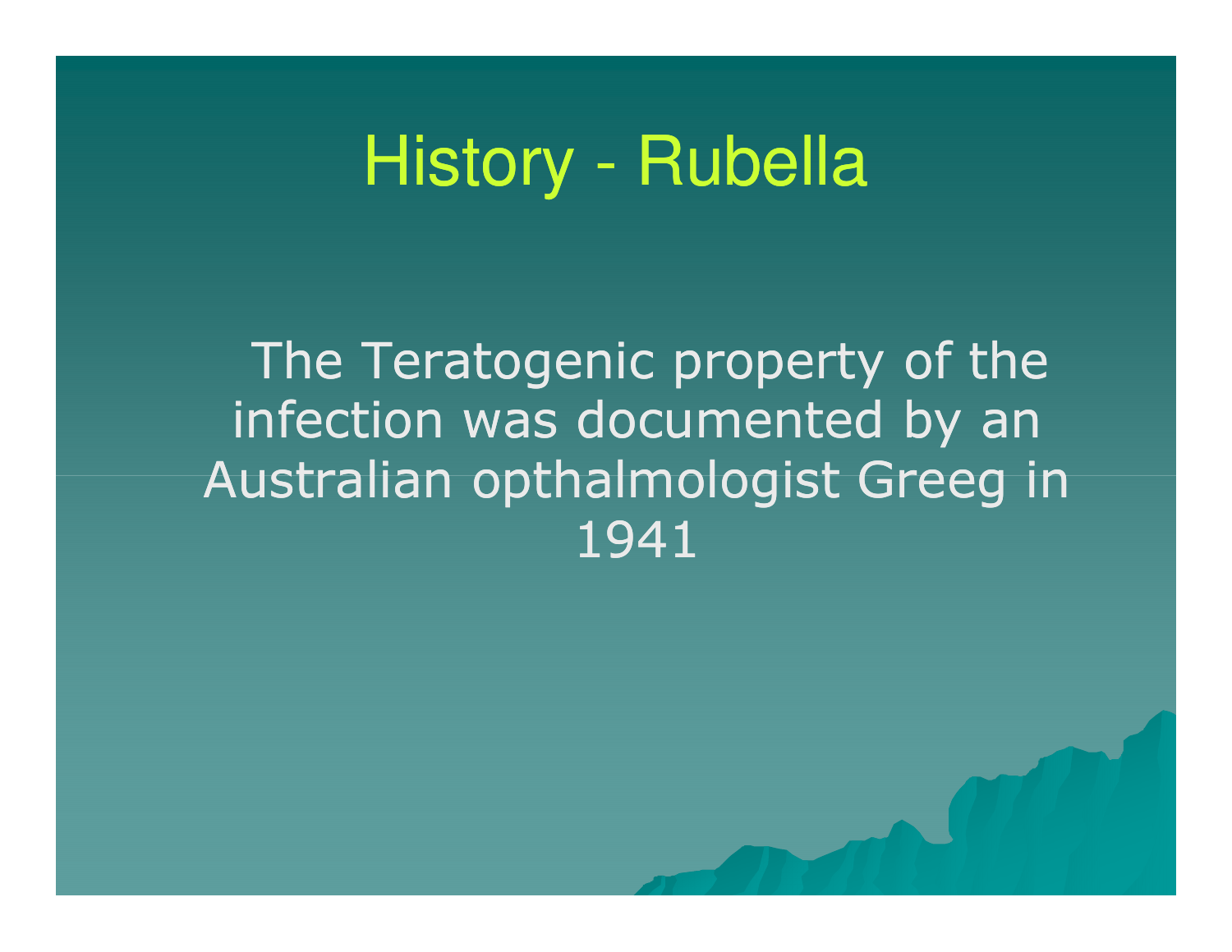# History - Rubella

The Teratogenic property of the infection was documented by an Australian opthalmologist Greeg in 1941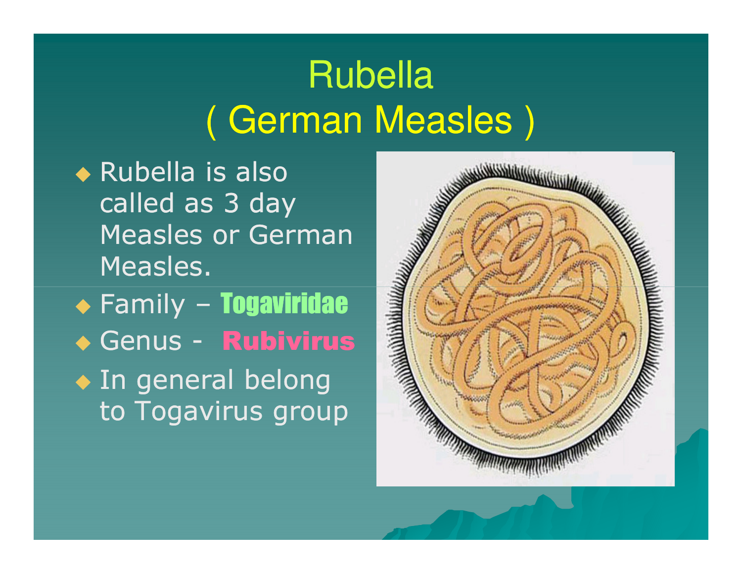# Rubella
# ( German Measles )

- Rubella is also called as 3 day Measles or German Measles.
- Family – **Togaviridae**
- Genus - **Rubivirus**
- In general belong to Togavirus group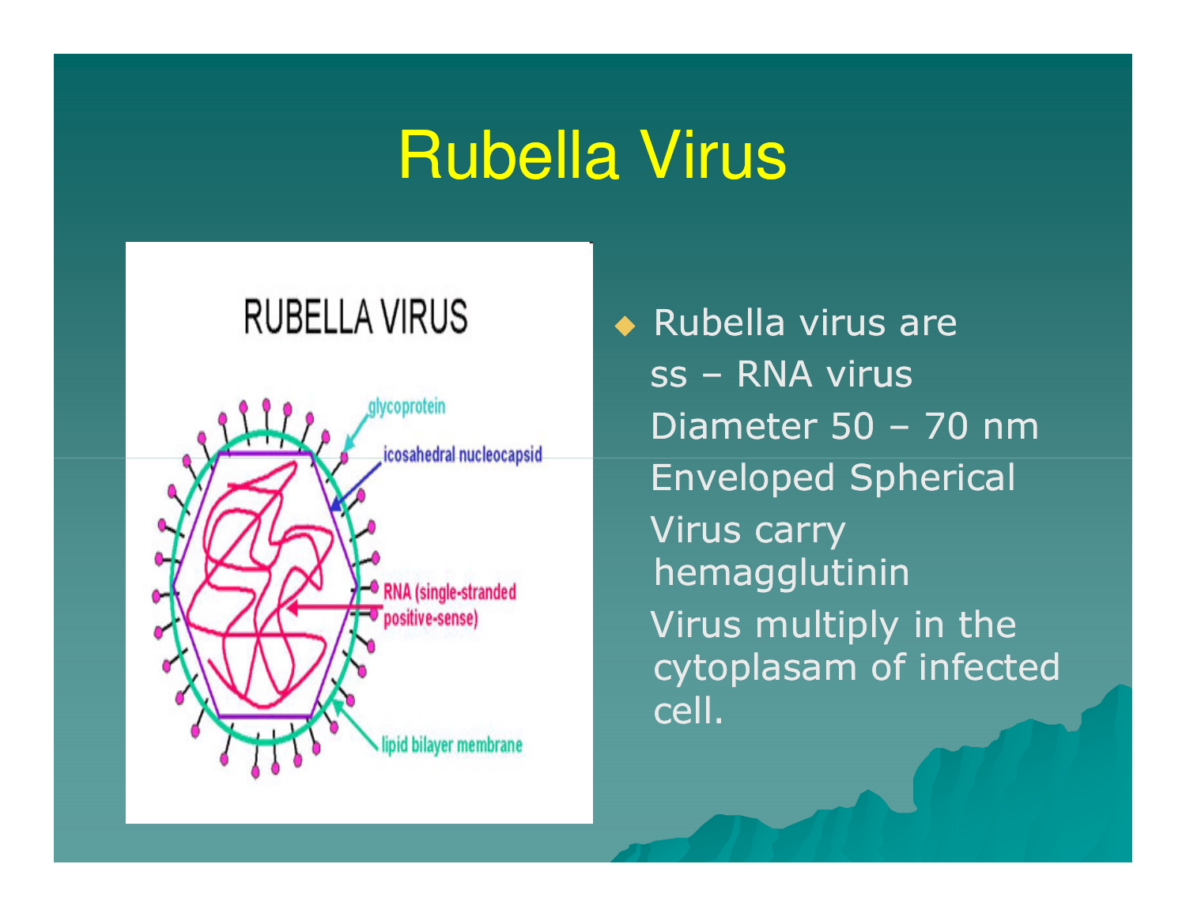# Rubella Virus

- Rubella virus are ss – RNA virus
  Diameter 50 – 70 nm
  Enveloped Spherical
  Virus carry hemagglutinin
  Virus multiply in the cytoplasam of infected cell.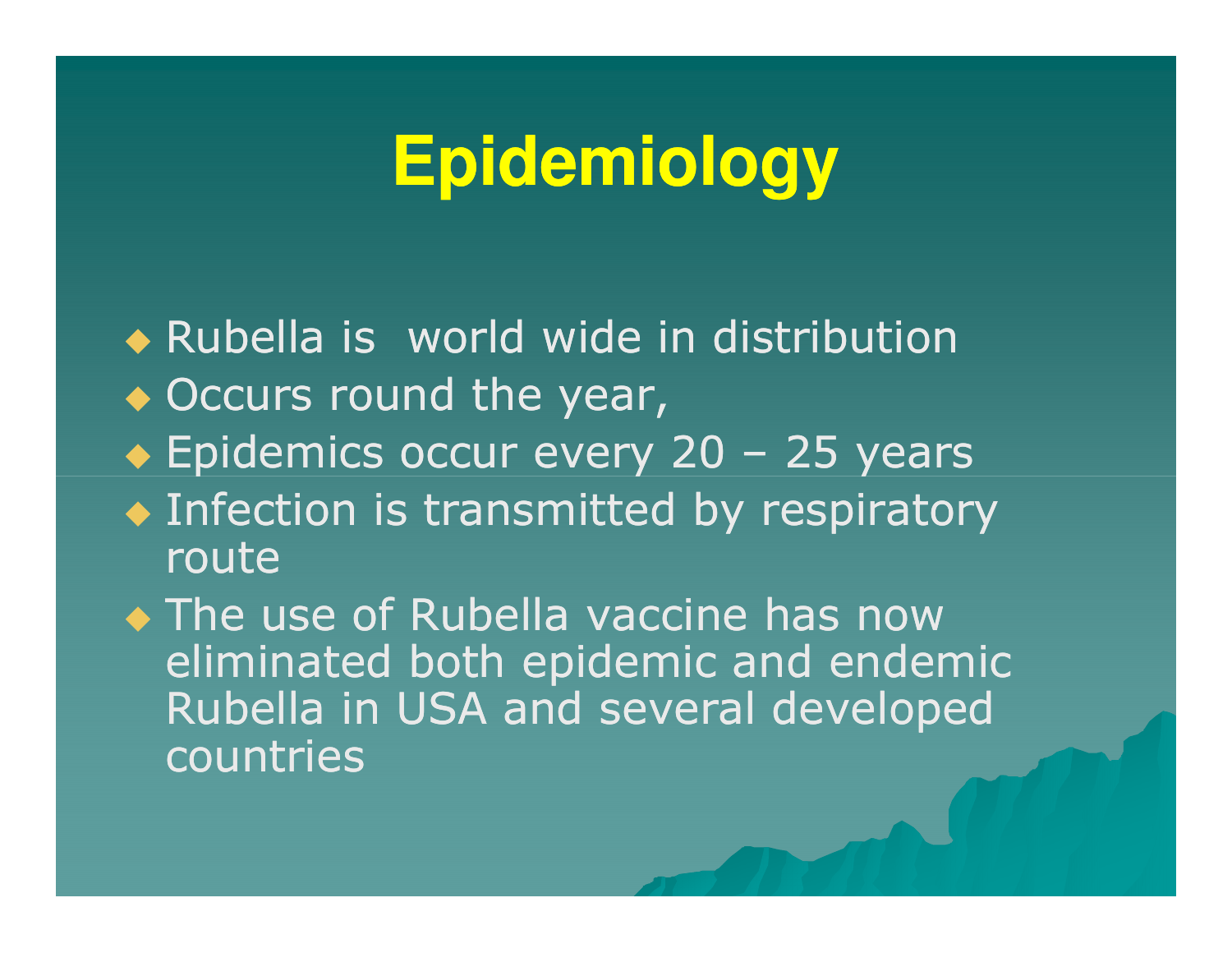# Epidemiology

- Rubella is world wide in distribution
- Occurs round the year,
- Epidemics occur every 20 – 25 years
- Infection is transmitted by respiratory route
- The use of Rubella vaccine has now eliminated both epidemic and endemic Rubella in USA and several developed countries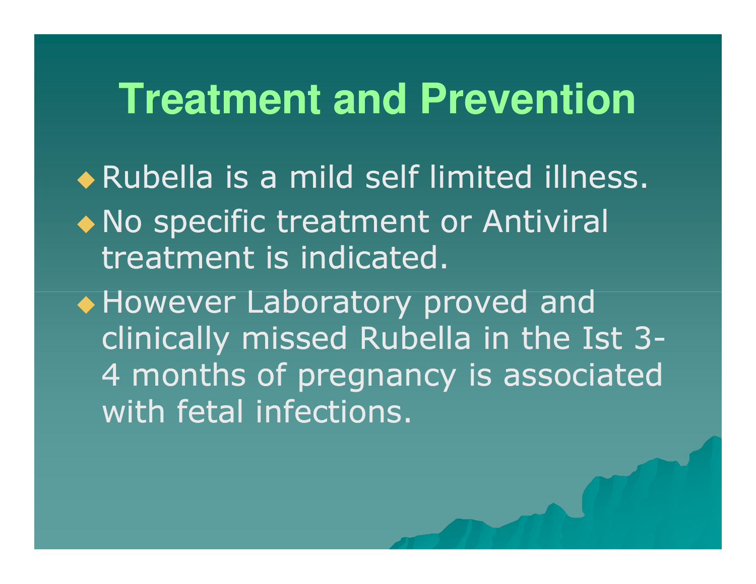# Treatment and Prevention

- Rubella is a mild self limited illness.
- No specific treatment or Antiviral treatment is indicated.
- However Laboratory proved and clinically missed Rubella in the Ist 3-4 months of pregnancy is associated with fetal infections.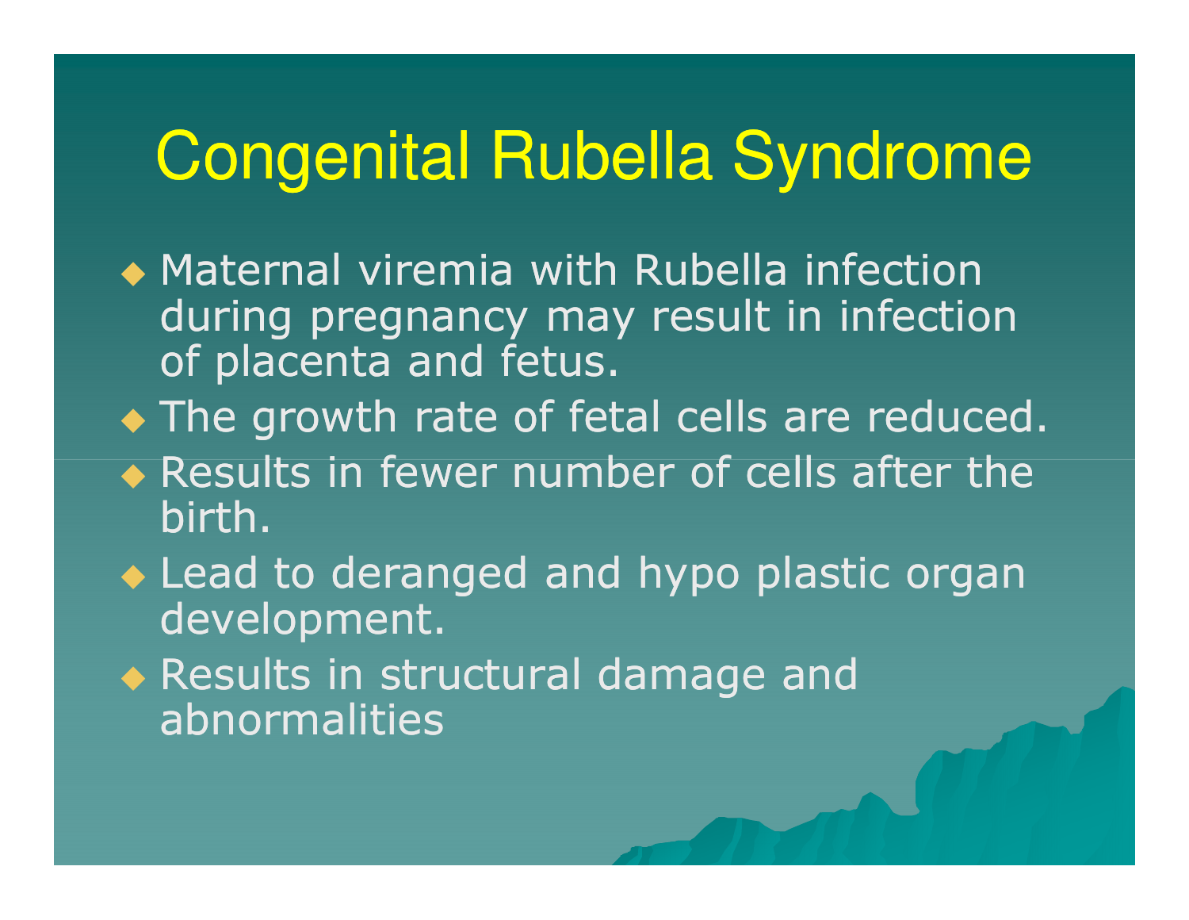# Congenital Rubella Syndrome

- Maternal viremia with Rubella infection during pregnancy may result in infection of placenta and fetus.
- The growth rate of fetal cells are reduced.
- Results in fewer number of cells after the birth.
- Lead to deranged and hypo plastic organ development.
- Results in structural damage and abnormalities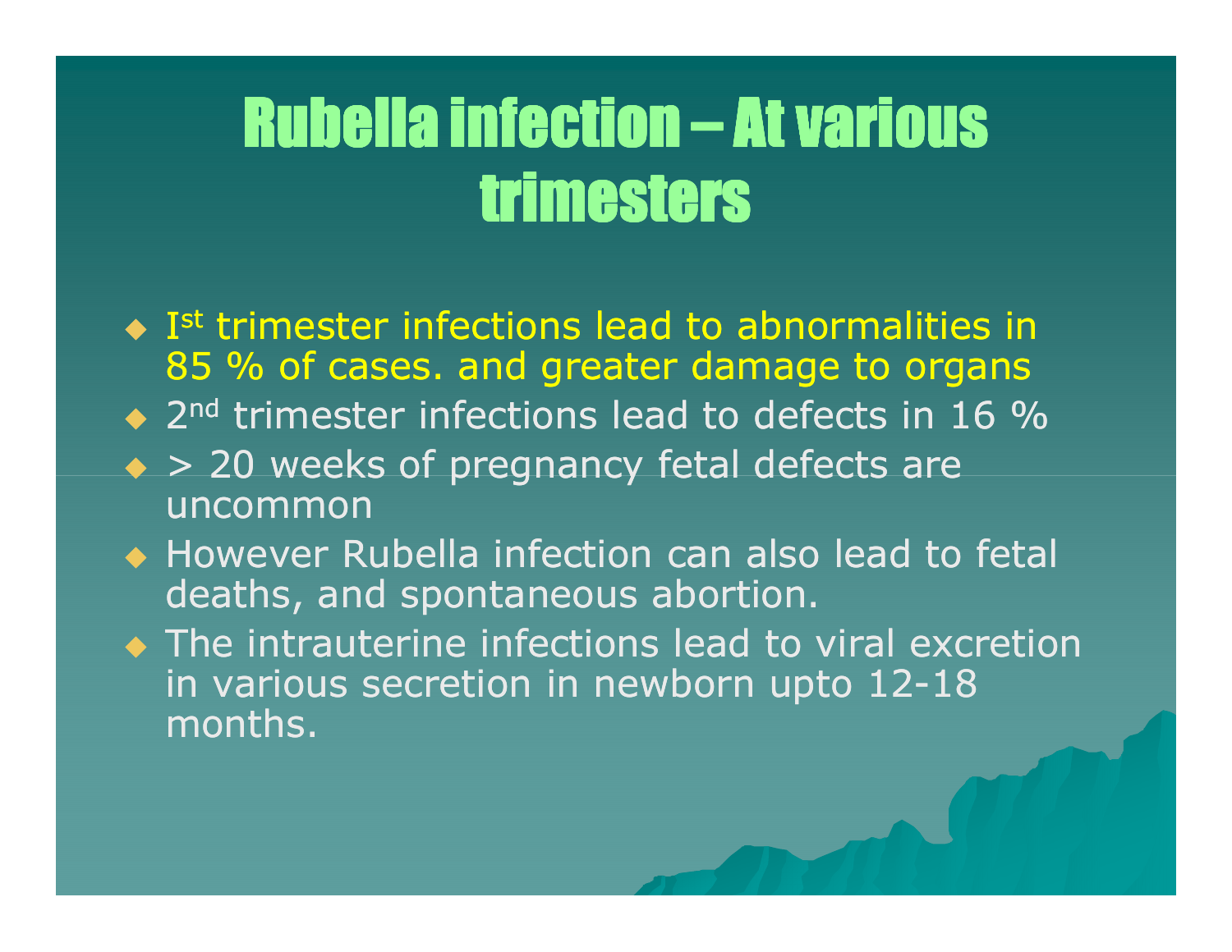# Rubella infection – At various trimesters

- I[st] trimester infections lead to abnormalities in 85 % of cases. and greater damage to organs
- 2[nd] trimester infections lead to defects in 16 %
- > 20 weeks of pregnancy fetal defects are uncommon
- However Rubella infection can also lead to fetal deaths, and spontaneous abortion.
- The intrauterine infections lead to viral excretion in various secretion in newborn upto 12-18 months.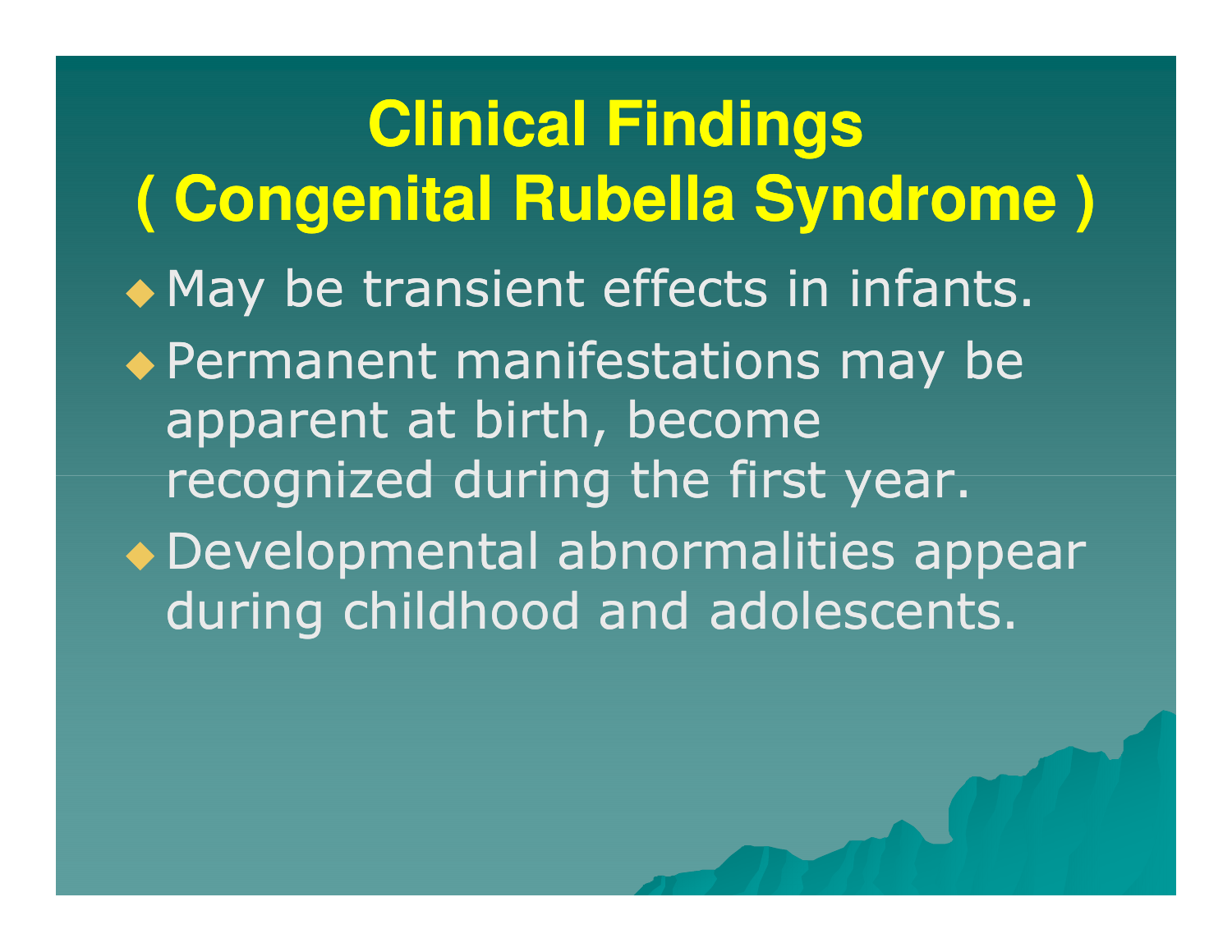# Clinical Findings ( Congenital Rubella Syndrome )

- May be transient effects in infants.
- Permanent manifestations may be apparent at birth, become recognized during the first year.
- Developmental abnormalities appear during childhood and adolescents.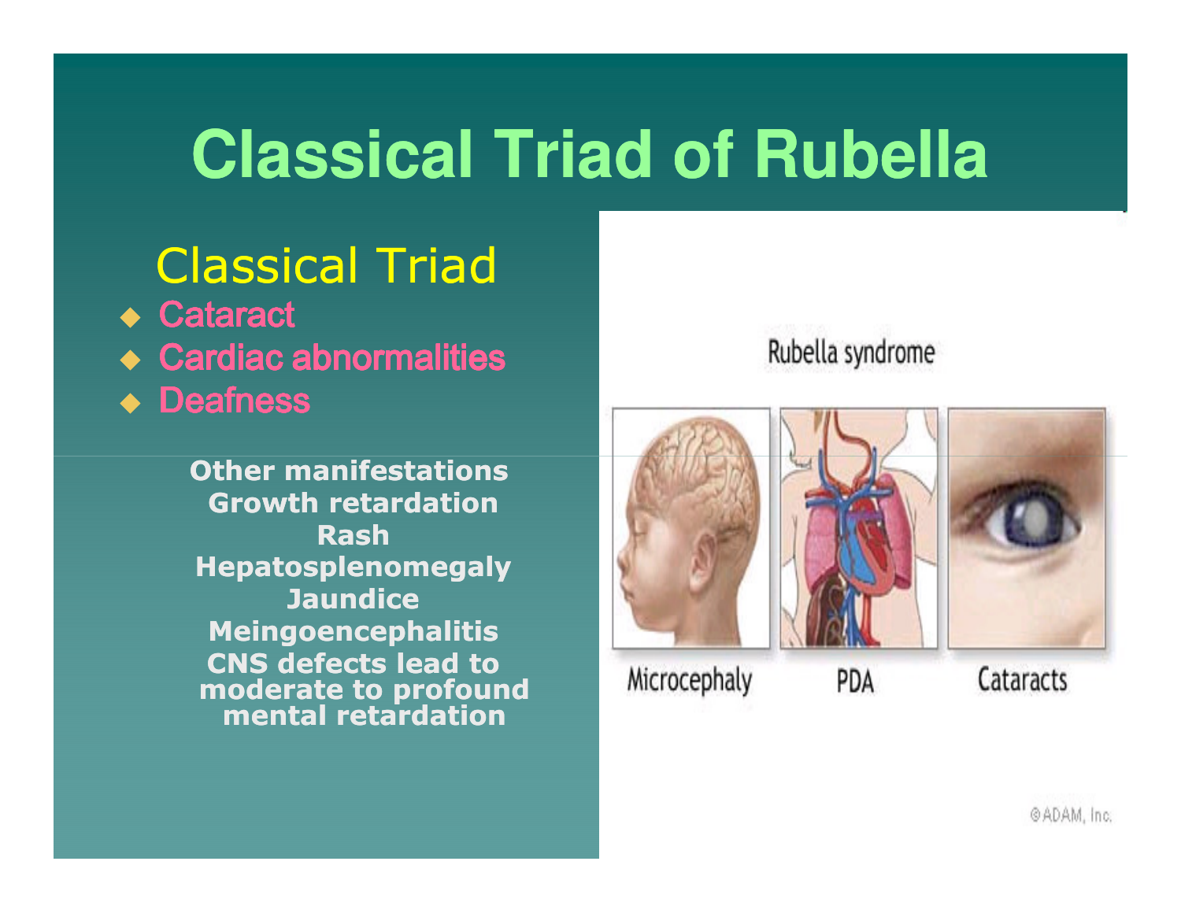# Classical Triad of Rubella

## Classical Triad

- Cataract
- Cardiac abnormalities
- Deafness

**Other manifestations**
**Growth retardation**
**Rash**
**Hepatosplenomegaly**
**Jaundice**
**Meingoencephalitis**
**CNS defects lead to moderate to profound mental retardation**

Rubella syndrome

Microcephaly PDA Cataracts

©ADAM, Inc.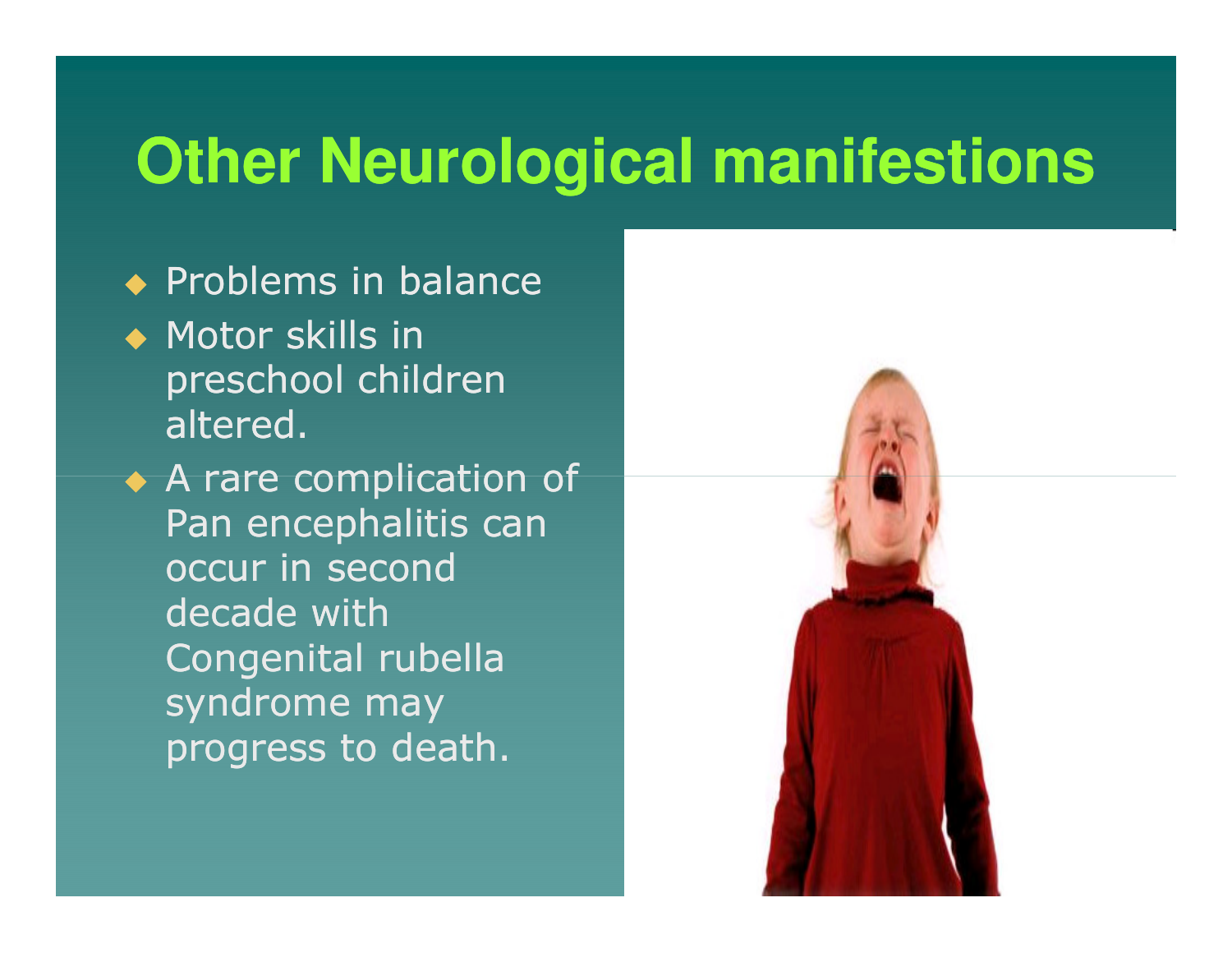# Other Neurological manifestions

- Problems in balance
- Motor skills in preschool children altered.
- A rare complication of Pan encephalitis can occur in second decade with Congenital rubella syndrome may progress to death.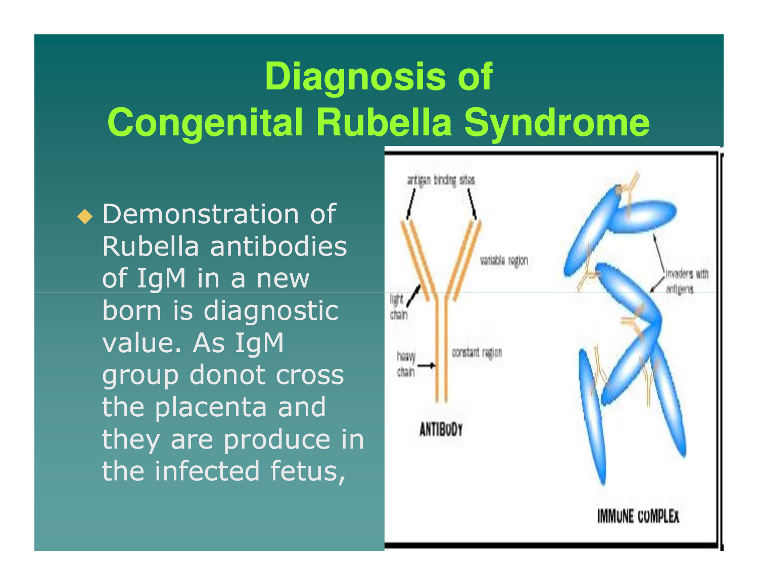# Diagnosis of Congenital Rubella Syndrome

- Demonstration of Rubella antibodies of IgM in a new born is diagnostic value. As IgM group donot cross the placenta and they are produce in the infected fetus,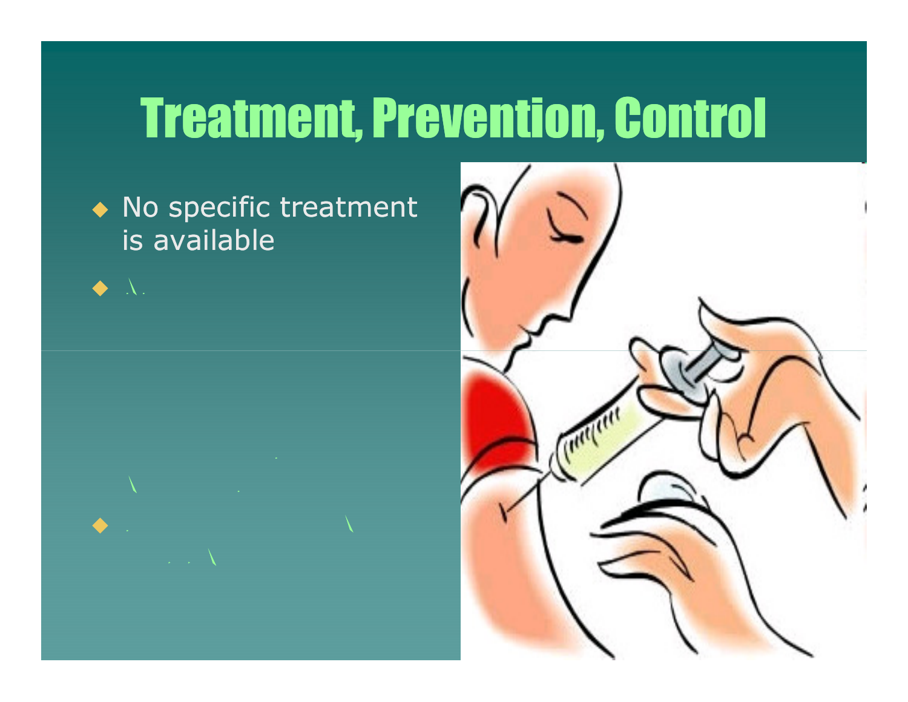# Treatment, Prevention, Control

- No specific treatment is available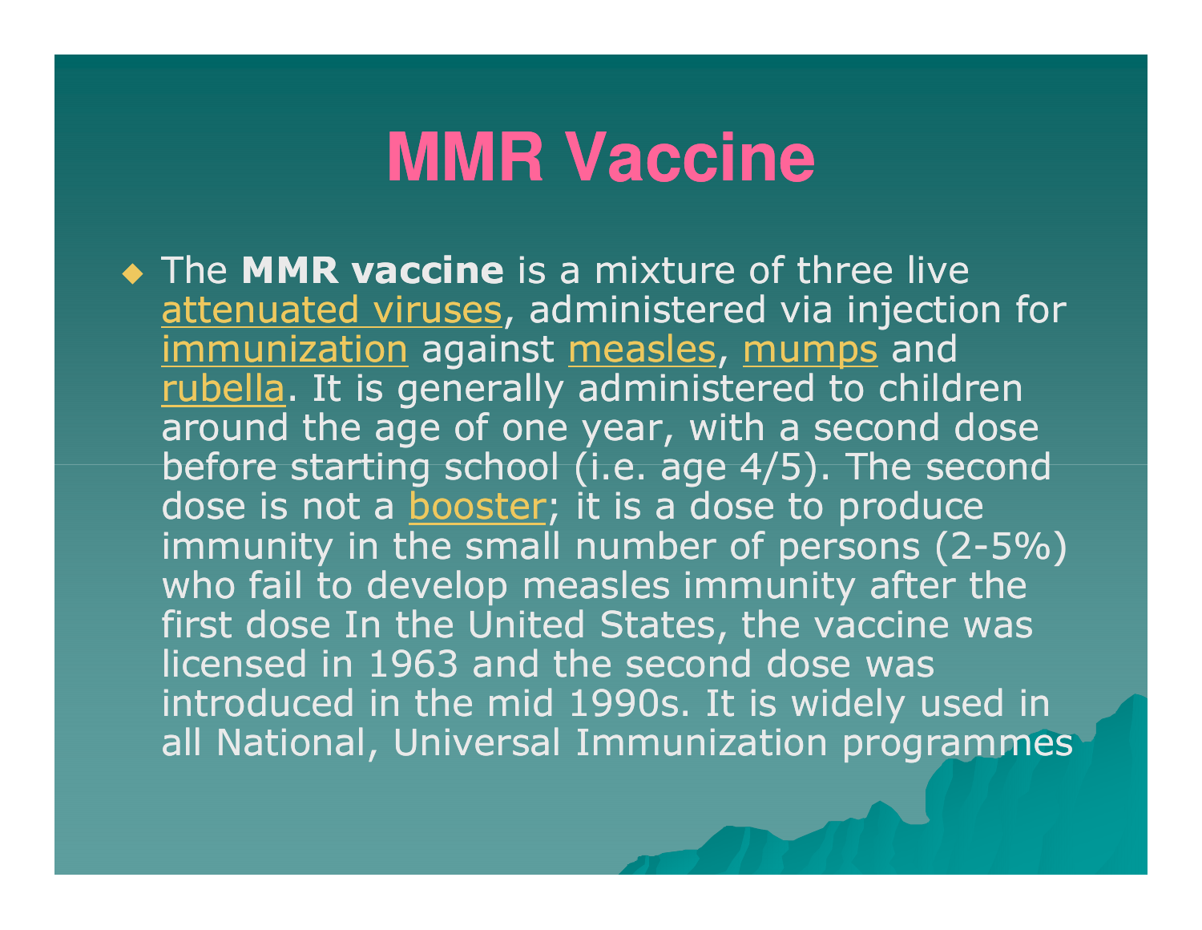# MMR Vaccine

- The **MMR vaccine** is a mixture of three live attenuated viruses, administered via injection for immunization against measles, mumps and rubella. It is generally administered to children around the age of one year, with a second dose before starting school (i.e. age 4/5). The second dose is not a booster; it is a dose to produce immunity in the small number of persons (2-5%) who fail to develop measles immunity after the first dose In the United States, the vaccine was licensed in 1963 and the second dose was introduced in the mid 1990s. It is widely used in all National, Universal Immunization programmes